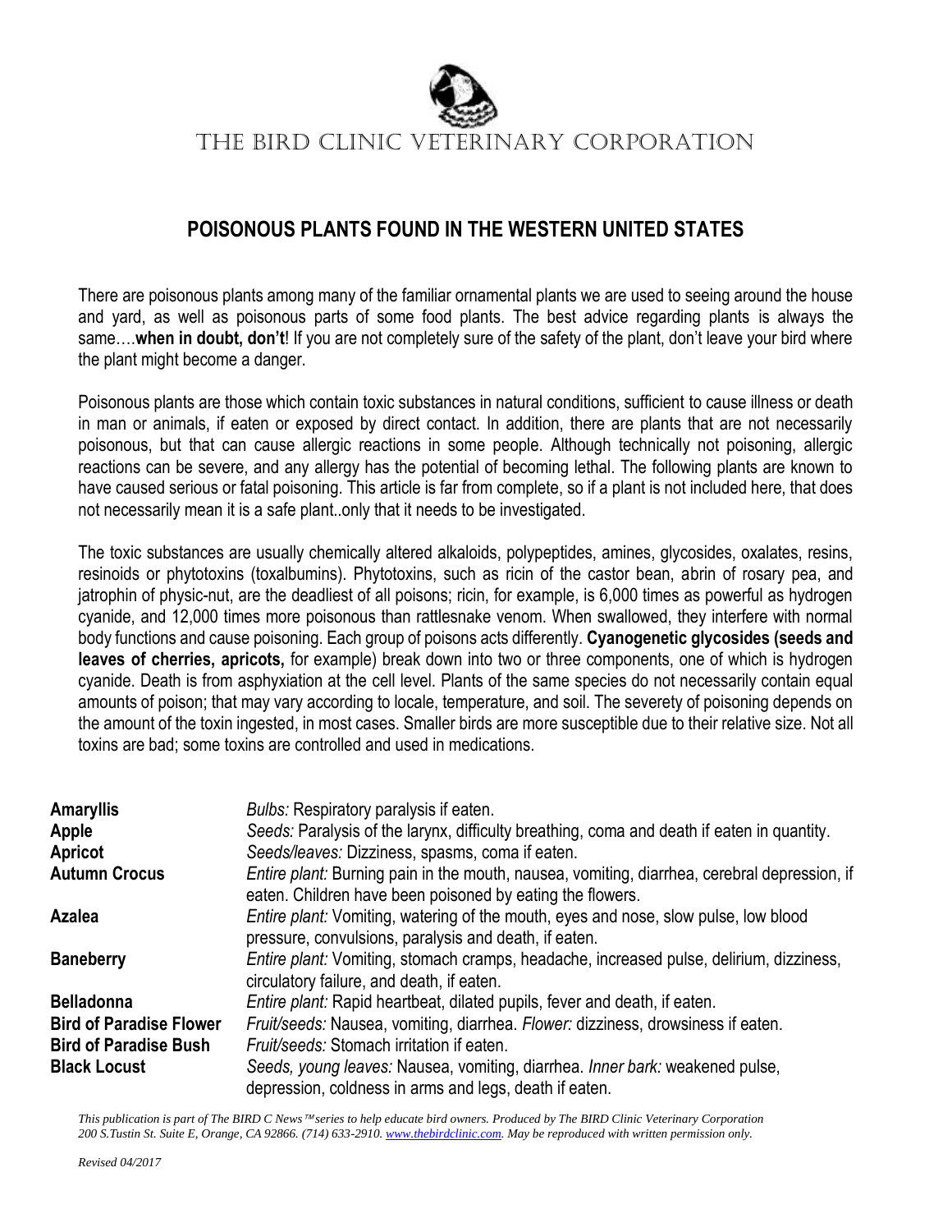THE BIRD CLINIC VETERINARY CORPORATION

## POISONOUS PLANTS FOUND IN THE WESTERN UNITED STATES

There are poisonous plants among many of the familiar ornamental plants we are used to seeing around the house and yard, as well as poisonous parts of some food plants. The best advice regarding plants is always the same….**when in doubt, don't**! If you are not completely sure of the safety of the plant, don't leave your bird where the plant might become a danger.

Poisonous plants are those which contain toxic substances in natural conditions, sufficient to cause illness or death in man or animals, if eaten or exposed by direct contact. In addition, there are plants that are not necessarily poisonous, but that can cause allergic reactions in some people. Although technically not poisoning, allergic reactions can be severe, and any allergy has the potential of becoming lethal. The following plants are known to have caused serious or fatal poisoning. This article is far from complete, so if a plant is not included here, that does not necessarily mean it is a safe plant..only that it needs to be investigated.

The toxic substances are usually chemically altered alkaloids, polypeptides, amines, glycosides, oxalates, resins, resinoids or phytotoxins (toxalbumins). Phytotoxins, such as ricin of the castor bean, abrin of rosary pea, and jatrophin of physic-nut, are the deadliest of all poisons; ricin, for example, is 6,000 times as powerful as hydrogen cyanide, and 12,000 times more poisonous than rattlesnake venom. When swallowed, they interfere with normal body functions and cause poisoning. Each group of poisons acts differently. **Cyanogenetic glycosides (seeds and leaves of cherries, apricots,** for example) break down into two or three components, one of which is hydrogen cyanide. Death is from asphyxiation at the cell level. Plants of the same species do not necessarily contain equal amounts of poison; that may vary according to locale, temperature, and soil. The severety of poisoning depends on the amount of the toxin ingested, in most cases. Smaller birds are more susceptible due to their relative size. Not all toxins are bad; some toxins are controlled and used in medications.

| Plant | Toxic Parts and Effects |
|---|---|
| **Amaryllis** | *Bulbs:* Respiratory paralysis if eaten. |
| **Apple** | *Seeds:* Paralysis of the larynx, difficulty breathing, coma and death if eaten in quantity. |
| **Apricot** | *Seeds/leaves:* Dizziness, spasms, coma if eaten. |
| **Autumn Crocus** | *Entire plant:* Burning pain in the mouth, nausea, vomiting, diarrhea, cerebral depression, if eaten. Children have been poisoned by eating the flowers. |
| **Azalea** | *Entire plant:* Vomiting, watering of the mouth, eyes and nose, slow pulse, low blood pressure, convulsions, paralysis and death, if eaten. |
| **Baneberry** | *Entire plant:* Vomiting, stomach cramps, headache, increased pulse, delirium, dizziness, circulatory failure, and death, if eaten. |
| **Belladonna** | *Entire plant:* Rapid heartbeat, dilated pupils, fever and death, if eaten. |
| **Bird of Paradise Flower** | *Fruit/seeds:* Nausea, vomiting, diarrhea. *Flower:* dizziness, drowsiness if eaten. |
| **Bird of Paradise Bush** | *Fruit/seeds:* Stomach irritation if eaten. |
| **Black Locust** | *Seeds, young leaves:* Nausea, vomiting, diarrhea. *Inner bark:* weakened pulse, depression, coldness in arms and legs, death if eaten. |

*This publication is part of The BIRD C News™ series to help educate bird owners. Produced by The BIRD Clinic Veterinary Corporation 200 S.Tustin St. Suite E, Orange, CA 92866. (714) 633-2910. www.thebirdclinic.com. May be reproduced with written permission only.*

*Revised 04/2017*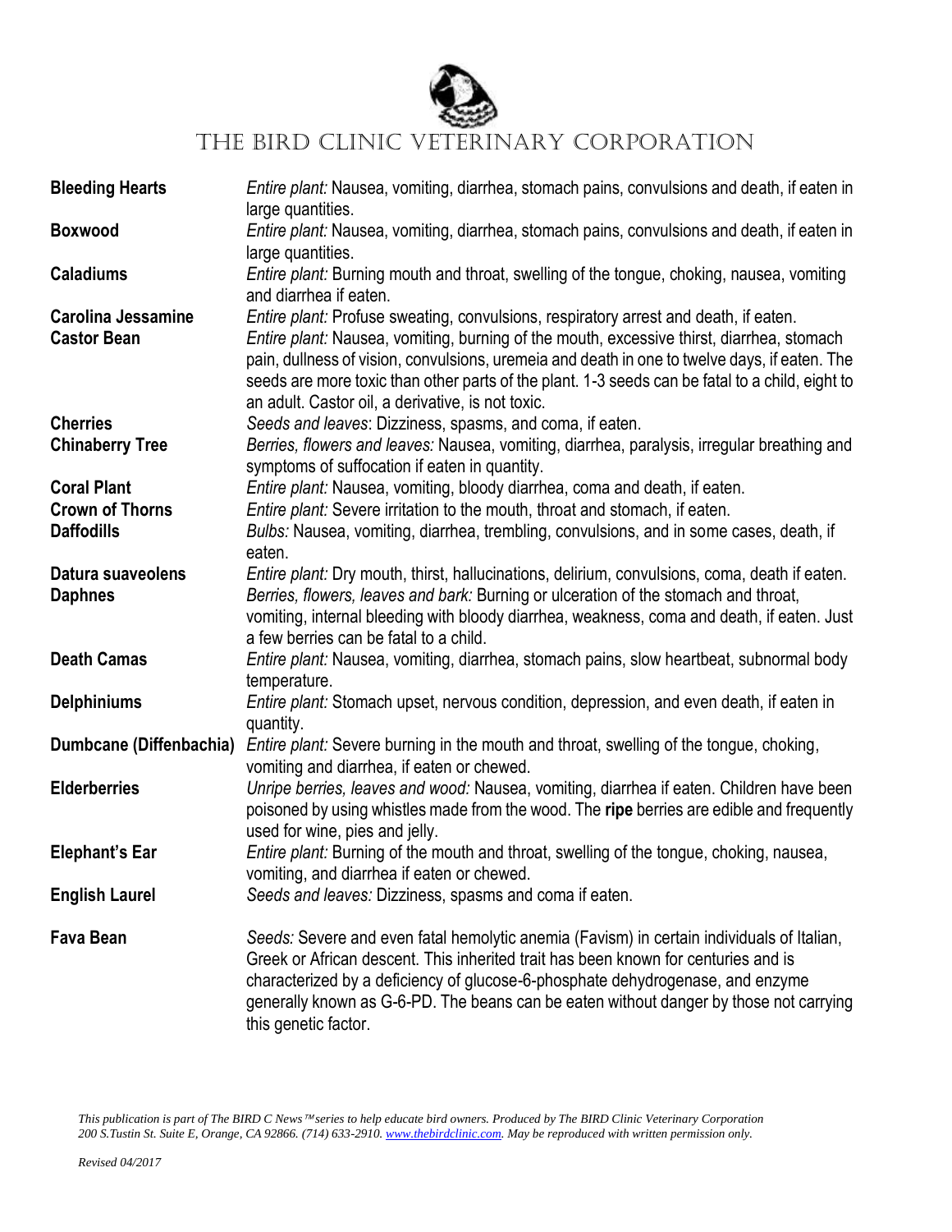**Bleeding Hearts** — *Entire plant:* Nausea, vomiting, diarrhea, stomach pains, convulsions and death, if eaten in large quantities.

**Boxwood** — *Entire plant:* Nausea, vomiting, diarrhea, stomach pains, convulsions and death, if eaten in large quantities.

**Caladiums** — *Entire plant:* Burning mouth and throat, swelling of the tongue, choking, nausea, vomiting and diarrhea if eaten.

**Carolina Jessamine** — *Entire plant:* Profuse sweating, convulsions, respiratory arrest and death, if eaten.

**Castor Bean** — *Entire plant:* Nausea, vomiting, burning of the mouth, excessive thirst, diarrhea, stomach pain, dullness of vision, convulsions, uremeia and death in one to twelve days, if eaten. The seeds are more toxic than other parts of the plant. 1-3 seeds can be fatal to a child, eight to an adult. Castor oil, a derivative, is not toxic.

**Cherries** — *Seeds and leaves*: Dizziness, spasms, and coma, if eaten.

**Chinaberry Tree** — *Berries, flowers and leaves:* Nausea, vomiting, diarrhea, paralysis, irregular breathing and symptoms of suffocation if eaten in quantity.

**Coral Plant** — *Entire plant:* Nausea, vomiting, bloody diarrhea, coma and death, if eaten.

**Crown of Thorns** — *Entire plant:* Severe irritation to the mouth, throat and stomach, if eaten.

**Daffodills** — *Bulbs:* Nausea, vomiting, diarrhea, trembling, convulsions, and in some cases, death, if eaten.

**Datura suaveolens** — *Entire plant:* Dry mouth, thirst, hallucinations, delirium, convulsions, coma, death if eaten.

**Daphnes** — *Berries, flowers, leaves and bark:* Burning or ulceration of the stomach and throat, vomiting, internal bleeding with bloody diarrhea, weakness, coma and death, if eaten. Just a few berries can be fatal to a child.

**Death Camas** — *Entire plant:* Nausea, vomiting, diarrhea, stomach pains, slow heartbeat, subnormal body temperature.

**Delphiniums** — *Entire plant:* Stomach upset, nervous condition, depression, and even death, if eaten in quantity.

**Dumbcane (Diffenbachia)** — *Entire plant:* Severe burning in the mouth and throat, swelling of the tongue, choking, vomiting and diarrhea, if eaten or chewed.

**Elderberries** — *Unripe berries, leaves and wood:* Nausea, vomiting, diarrhea if eaten. Children have been poisoned by using whistles made from the wood. The **ripe** berries are edible and frequently used for wine, pies and jelly.

**Elephant's Ear** — *Entire plant:* Burning of the mouth and throat, swelling of the tongue, choking, nausea, vomiting, and diarrhea if eaten or chewed.

**English Laurel** — *Seeds and leaves:* Dizziness, spasms and coma if eaten.

**Fava Bean** — *Seeds:* Severe and even fatal hemolytic anemia (Favism) in certain individuals of Italian, Greek or African descent. This inherited trait has been known for centuries and is characterized by a deficiency of glucose-6-phosphate dehydrogenase, and enzyme generally known as G-6-PD. The beans can be eaten without danger by those not carrying this genetic factor.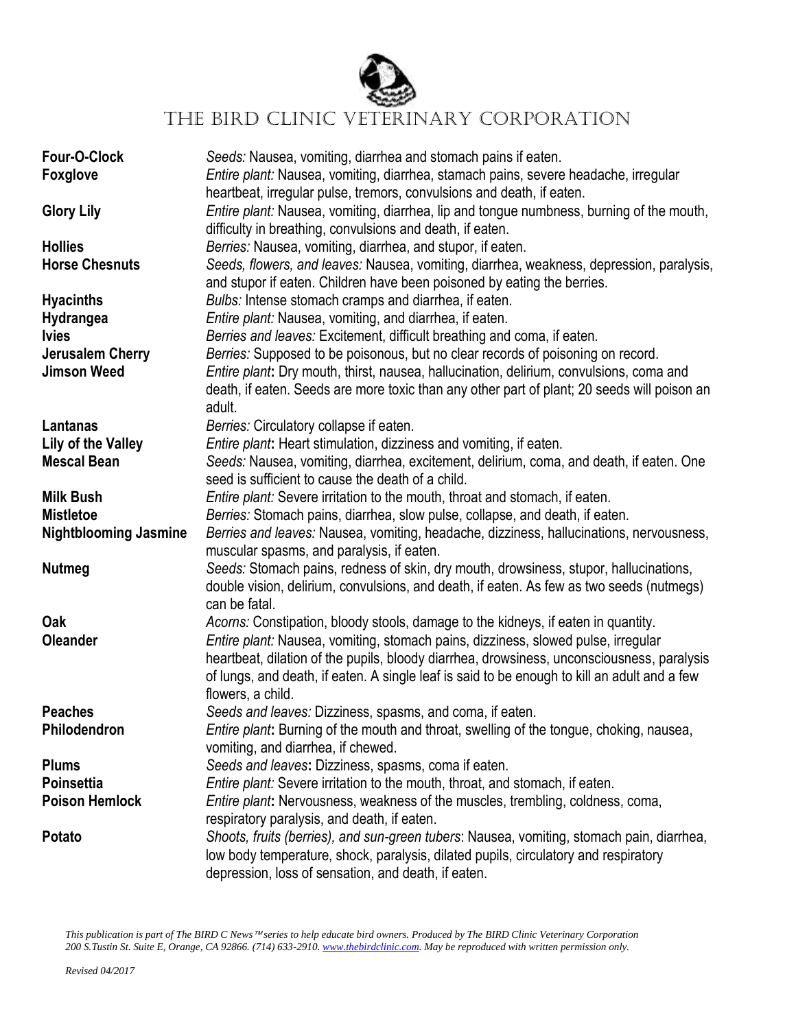# THE BIRD CLINIC VETERINARY CORPORATION

| | |
|---|---|
| **Four-O-Clock** | *Seeds:* Nausea, vomiting, diarrhea and stomach pains if eaten. |
| **Foxglove** | *Entire plant:* Nausea, vomiting, diarrhea, stamach pains, severe headache, irregular heartbeat, irregular pulse, tremors, convulsions and death, if eaten. |
| **Glory Lily** | *Entire plant:* Nausea, vomiting, diarrhea, lip and tongue numbness, burning of the mouth, difficulty in breathing, convulsions and death, if eaten. |
| **Hollies** | *Berries:* Nausea, vomiting, diarrhea, and stupor, if eaten. |
| **Horse Chesnuts** | *Seeds, flowers, and leaves:* Nausea, vomiting, diarrhea, weakness, depression, paralysis, and stupor if eaten. Children have been poisoned by eating the berries. |
| **Hyacinths** | *Bulbs:* Intense stomach cramps and diarrhea, if eaten. |
| **Hydrangea** | *Entire plant:* Nausea, vomiting, and diarrhea, if eaten. |
| **Ivies** | *Berries and leaves:* Excitement, difficult breathing and coma, if eaten. |
| **Jerusalem Cherry** | *Berries:* Supposed to be poisonous, but no clear records of poisoning on record. |
| **Jimson Weed** | *Entire plant***:** Dry mouth, thirst, nausea, hallucination, delirium, convulsions, coma and death, if eaten. Seeds are more toxic than any other part of plant; 20 seeds will poison an adult. |
| **Lantanas** | *Berries:* Circulatory collapse if eaten. |
| **Lily of the Valley** | *Entire plant***:** Heart stimulation, dizziness and vomiting, if eaten. |
| **Mescal Bean** | *Seeds:* Nausea, vomiting, diarrhea, excitement, delirium, coma, and death, if eaten. One seed is sufficient to cause the death of a child. |
| **Milk Bush** | *Entire plant:* Severe irritation to the mouth, throat and stomach, if eaten. |
| **Mistletoe** | *Berries:* Stomach pains, diarrhea, slow pulse, collapse, and death, if eaten. |
| **Nightblooming Jasmine** | *Berries and leaves:* Nausea, vomiting, headache, dizziness, hallucinations, nervousness, muscular spasms, and paralysis, if eaten. |
| **Nutmeg** | *Seeds:* Stomach pains, redness of skin, dry mouth, drowsiness, stupor, hallucinations, double vision, delirium, convulsions, and death, if eaten. As few as two seeds (nutmegs) can be fatal. |
| **Oak** | *Acorns:* Constipation, bloody stools, damage to the kidneys, if eaten in quantity. |
| **Oleander** | *Entire plant:* Nausea, vomiting, stomach pains, dizziness, slowed pulse, irregular heartbeat, dilation of the pupils, bloody diarrhea, drowsiness, unconsciousness, paralysis of lungs, and death, if eaten. A single leaf is said to be enough to kill an adult and a few flowers, a child. |
| **Peaches** | *Seeds and leaves:* Dizziness, spasms, and coma, if eaten. |
| **Philodendron** | *Entire plant***:** Burning of the mouth and throat, swelling of the tongue, choking, nausea, vomiting, and diarrhea, if chewed. |
| **Plums** | *Seeds and leaves***:** Dizziness, spasms, coma if eaten. |
| **Poinsettia** | *Entire plant:* Severe irritation to the mouth, throat, and stomach, if eaten. |
| **Poison Hemlock** | *Entire plant***:** Nervousness, weakness of the muscles, trembling, coldness, coma, respiratory paralysis, and death, if eaten. |
| **Potato** | *Shoots, fruits (berries), and sun-green tubers*: Nausea, vomiting, stomach pain, diarrhea, low body temperature, shock, paralysis, dilated pupils, circulatory and respiratory depression, loss of sensation, and death, if eaten. |

*This publication is part of The BIRD C News™ series to help educate bird owners. Produced by The BIRD Clinic Veterinary Corporation 200 S.Tustin St. Suite E, Orange, CA 92866. (714) 633-2910. www.thebirdclinic.com. May be reproduced with written permission only.*

*Revised 04/2017*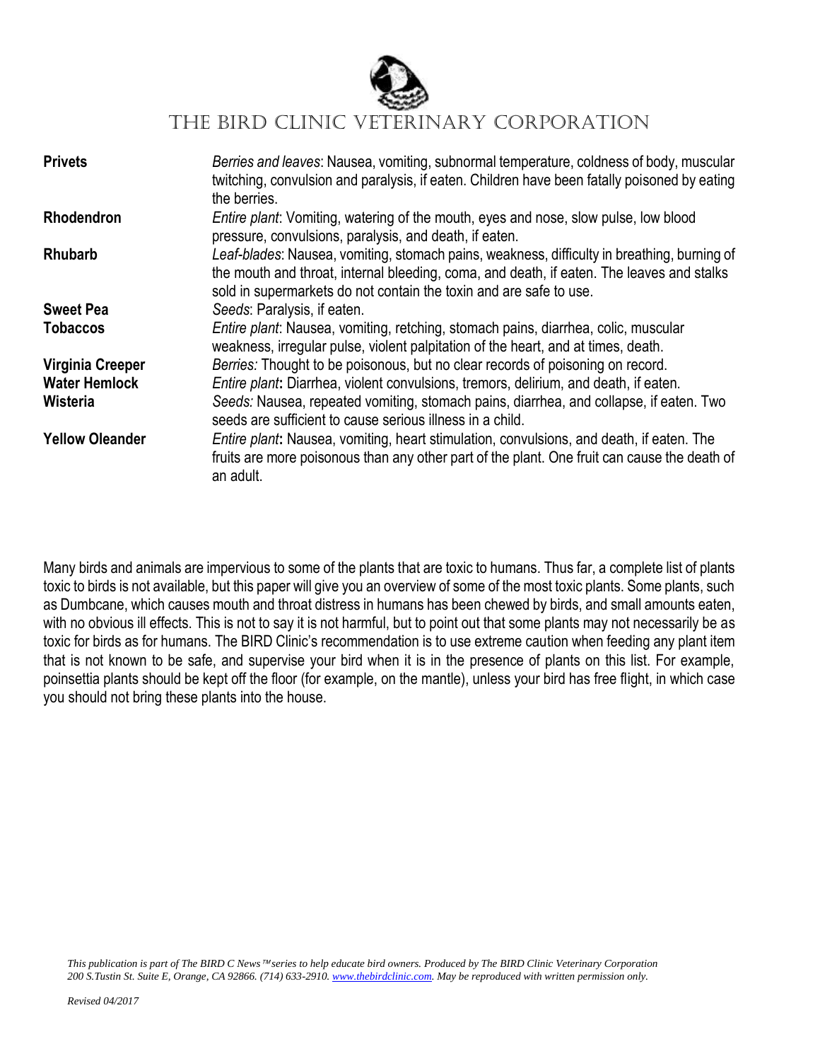# THE BIRD CLINIC VETERINARY CORPORATION

| | |
|---|---|
| **Privets** | *Berries and leaves*: Nausea, vomiting, subnormal temperature, coldness of body, muscular twitching, convulsion and paralysis, if eaten. Children have been fatally poisoned by eating the berries. |
| **Rhodendron** | *Entire plant*: Vomiting, watering of the mouth, eyes and nose, slow pulse, low blood pressure, convulsions, paralysis, and death, if eaten. |
| **Rhubarb** | *Leaf-blades*: Nausea, vomiting, stomach pains, weakness, difficulty in breathing, burning of the mouth and throat, internal bleeding, coma, and death, if eaten. The leaves and stalks sold in supermarkets do not contain the toxin and are safe to use. |
| **Sweet Pea** | *Seeds*: Paralysis, if eaten. |
| **Tobaccos** | *Entire plant*: Nausea, vomiting, retching, stomach pains, diarrhea, colic, muscular weakness, irregular pulse, violent palpitation of the heart, and at times, death. |
| **Virginia Creeper** | *Berries:* Thought to be poisonous, but no clear records of poisoning on record. |
| **Water Hemlock** | *Entire plant***:** Diarrhea, violent convulsions, tremors, delirium, and death, if eaten. |
| **Wisteria** | *Seeds:* Nausea, repeated vomiting, stomach pains, diarrhea, and collapse, if eaten. Two seeds are sufficient to cause serious illness in a child. |
| **Yellow Oleander** | *Entire plant***:** Nausea, vomiting, heart stimulation, convulsions, and death, if eaten. The fruits are more poisonous than any other part of the plant. One fruit can cause the death of an adult. |

Many birds and animals are impervious to some of the plants that are toxic to humans. Thus far, a complete list of plants toxic to birds is not available, but this paper will give you an overview of some of the most toxic plants. Some plants, such as Dumbcane, which causes mouth and throat distress in humans has been chewed by birds, and small amounts eaten, with no obvious ill effects. This is not to say it is not harmful, but to point out that some plants may not necessarily be as toxic for birds as for humans. The BIRD Clinic's recommendation is to use extreme caution when feeding any plant item that is not known to be safe, and supervise your bird when it is in the presence of plants on this list. For example, poinsettia plants should be kept off the floor (for example, on the mantle), unless your bird has free flight, in which case you should not bring these plants into the house.

*This publication is part of The BIRD C News™ series to help educate bird owners. Produced by The BIRD Clinic Veterinary Corporation 200 S.Tustin St. Suite E, Orange, CA 92866. (714) 633-2910. www.thebirdclinic.com. May be reproduced with written permission only.*

*Revised 04/2017*